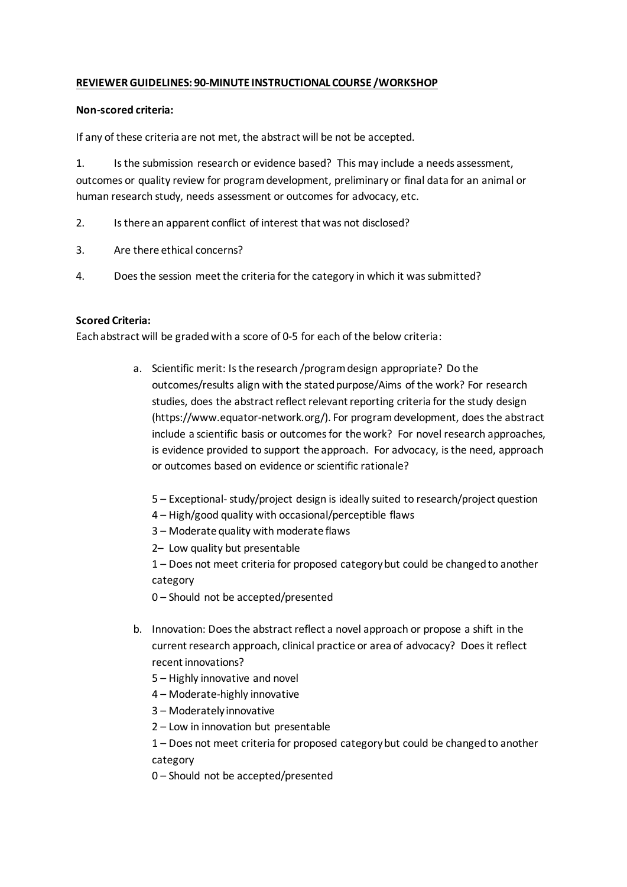**REVIEWER GUIDELINES: 90-MINUTE INSTRUCTIONAL COURSE /WORKSHOP**

**Non-scored criteria:**

If any of these criteria are not met, the abstract will be not be accepted.

1. Is the submission research or evidence based? This may include a needs assessment, outcomes or quality review for program development, preliminary or final data for an animal or human research study, needs assessment or outcomes for advocacy, etc.
2. Is there an apparent conflict of interest that was not disclosed?
3. Are there ethical concerns?
4. Does the session meet the criteria for the category in which it was submitted?

**Scored Criteria:**

Each abstract will be graded with a score of 0-5 for each of the below criteria:

a. Scientific merit: Is the research /program design appropriate? Do the outcomes/results align with the stated purpose/Aims of the work? For research studies, does the abstract reflect relevant reporting criteria for the study design (https://www.equator-network.org/). For program development, does the abstract include a scientific basis or outcomes for the work? For novel research approaches, is evidence provided to support the approach. For advocacy, is the need, approach or outcomes based on evidence or scientific rationale?

   5 – Exceptional- study/project design is ideally suited to research/project question
   4 – High/good quality with occasional/perceptible flaws
   3 – Moderate quality with moderate flaws
   2– Low quality but presentable
   1 – Does not meet criteria for proposed category but could be changed to another category
   0 – Should not be accepted/presented

b. Innovation: Does the abstract reflect a novel approach or propose a shift in the current research approach, clinical practice or area of advocacy? Does it reflect recent innovations?
   5 – Highly innovative and novel
   4 – Moderate-highly innovative
   3 – Moderately innovative
   2 – Low in innovation but presentable
   1 – Does not meet criteria for proposed category but could be changed to another category
   0 – Should not be accepted/presented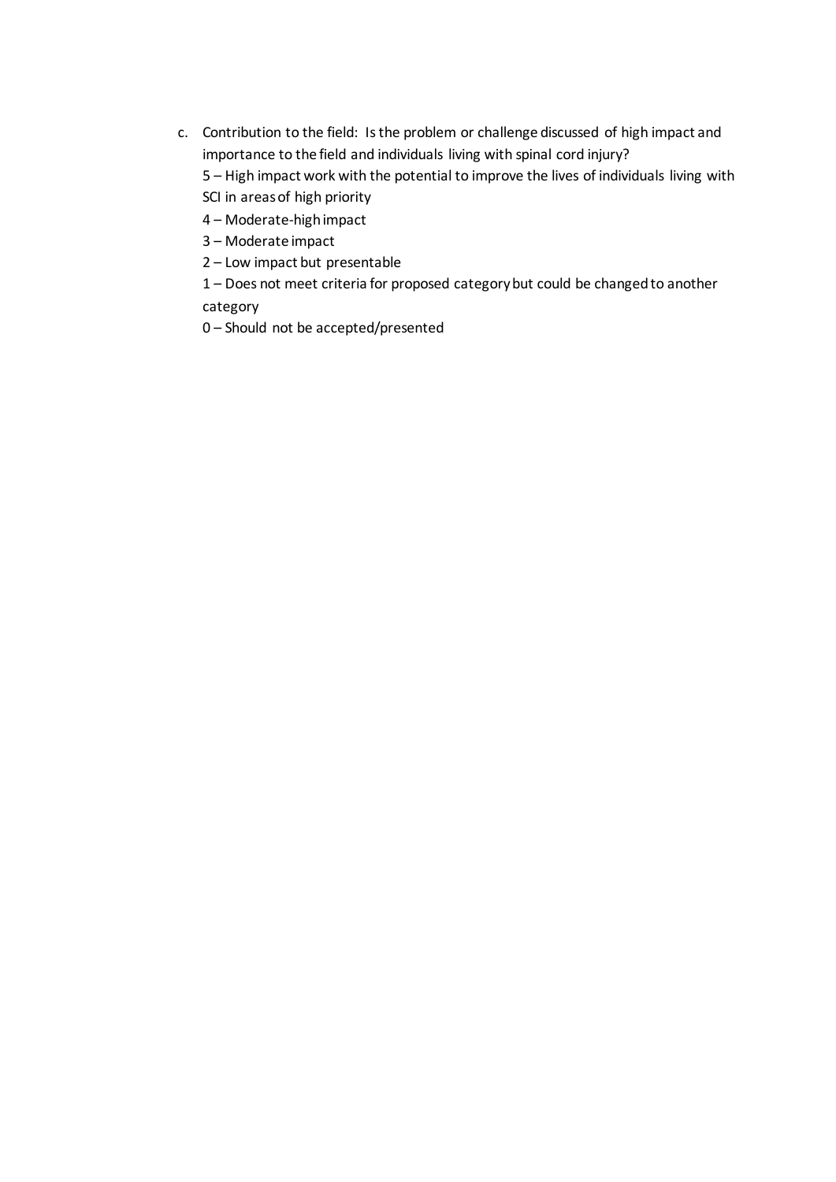c. Contribution to the field: Is the problem or challenge discussed of high impact and importance to the field and individuals living with spinal cord injury?

   5 – High impact work with the potential to improve the lives of individuals living with SCI in areas of high priority

   4 – Moderate-high impact

   3 – Moderate impact

   2 – Low impact but presentable

   1 – Does not meet criteria for proposed category but could be changed to another category

   0 – Should not be accepted/presented